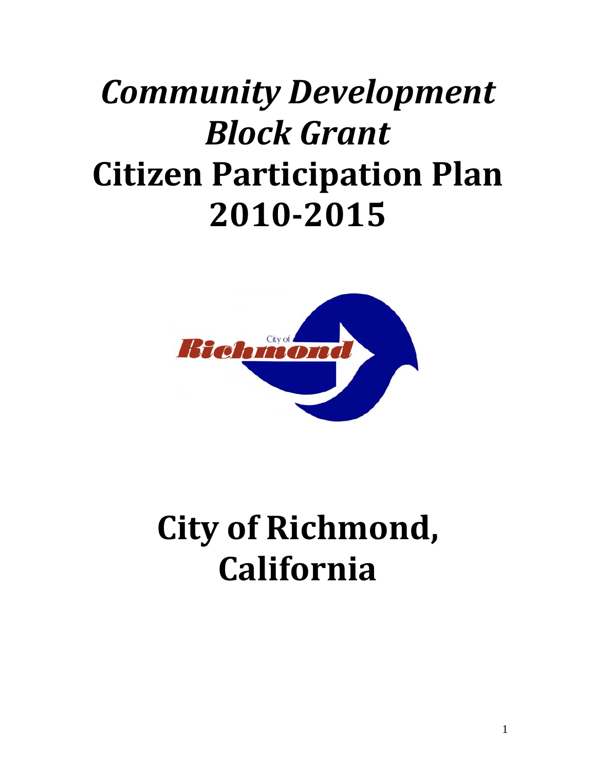# *Community Development Block Grant*
# Citizen Participation Plan 2010-2015

# City of Richmond, California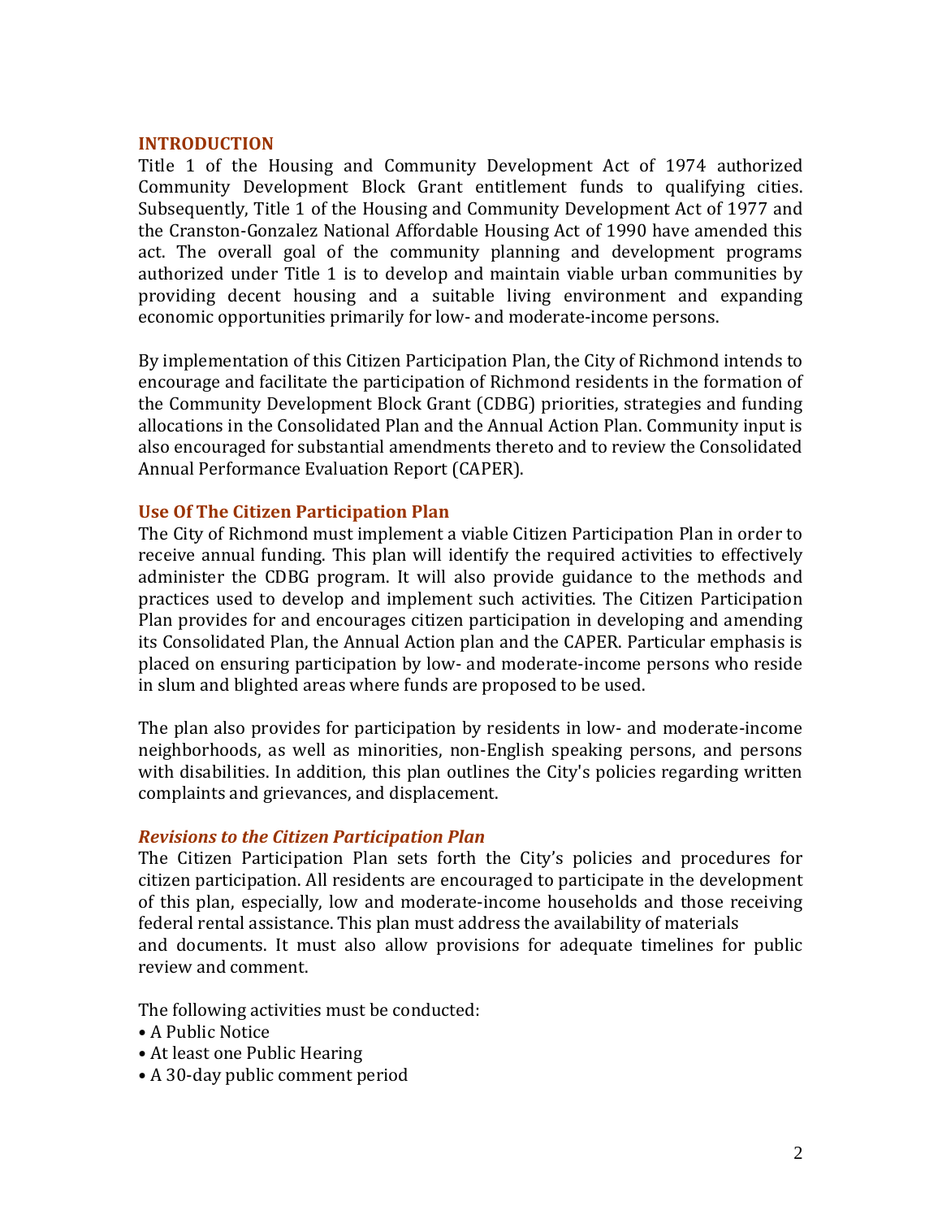## INTRODUCTION

Title 1 of the Housing and Community Development Act of 1974 authorized Community Development Block Grant entitlement funds to qualifying cities. Subsequently, Title 1 of the Housing and Community Development Act of 1977 and the Cranston-Gonzalez National Affordable Housing Act of 1990 have amended this act. The overall goal of the community planning and development programs authorized under Title 1 is to develop and maintain viable urban communities by providing decent housing and a suitable living environment and expanding economic opportunities primarily for low- and moderate-income persons.

By implementation of this Citizen Participation Plan, the City of Richmond intends to encourage and facilitate the participation of Richmond residents in the formation of the Community Development Block Grant (CDBG) priorities, strategies and funding allocations in the Consolidated Plan and the Annual Action Plan. Community input is also encouraged for substantial amendments thereto and to review the Consolidated Annual Performance Evaluation Report (CAPER).

### Use Of The Citizen Participation Plan

The City of Richmond must implement a viable Citizen Participation Plan in order to receive annual funding. This plan will identify the required activities to effectively administer the CDBG program. It will also provide guidance to the methods and practices used to develop and implement such activities. The Citizen Participation Plan provides for and encourages citizen participation in developing and amending its Consolidated Plan, the Annual Action plan and the CAPER. Particular emphasis is placed on ensuring participation by low- and moderate-income persons who reside in slum and blighted areas where funds are proposed to be used.

The plan also provides for participation by residents in low- and moderate-income neighborhoods, as well as minorities, non-English speaking persons, and persons with disabilities. In addition, this plan outlines the City's policies regarding written complaints and grievances, and displacement.

#### *Revisions to the Citizen Participation Plan*

The Citizen Participation Plan sets forth the City's policies and procedures for citizen participation. All residents are encouraged to participate in the development of this plan, especially, low and moderate-income households and those receiving federal rental assistance. This plan must address the availability of materials and documents. It must also allow provisions for adequate timelines for public review and comment.

The following activities must be conducted:

- A Public Notice
- At least one Public Hearing
- A 30-day public comment period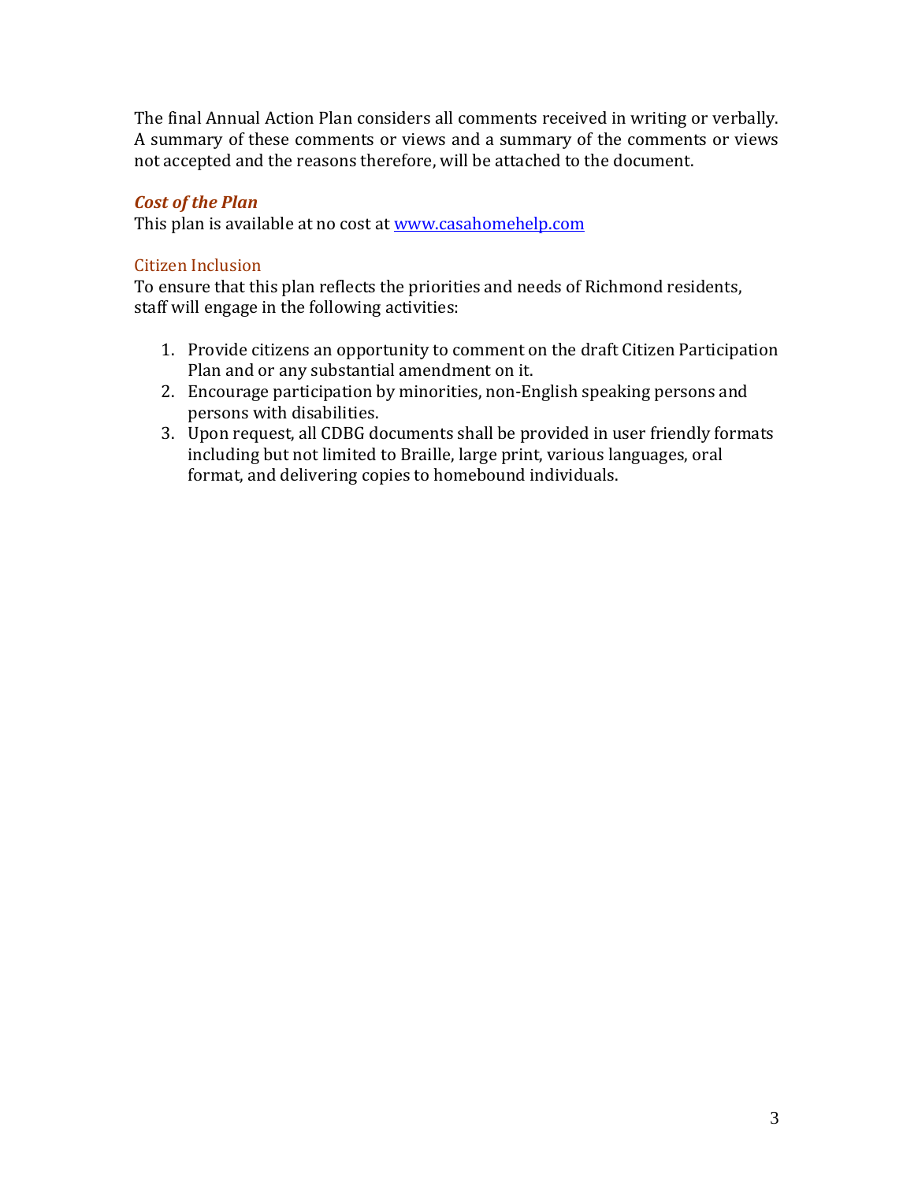The final Annual Action Plan considers all comments received in writing or verbally. A summary of these comments or views and a summary of the comments or views not accepted and the reasons therefore, will be attached to the document.

### *Cost of the Plan*

This plan is available at no cost at [www.casahomehelp.com](http://www.casahomehelp.com)

### Citizen Inclusion

To ensure that this plan reflects the priorities and needs of Richmond residents, staff will engage in the following activities:

1. Provide citizens an opportunity to comment on the draft Citizen Participation Plan and or any substantial amendment on it.
2. Encourage participation by minorities, non-English speaking persons and persons with disabilities.
3. Upon request, all CDBG documents shall be provided in user friendly formats including but not limited to Braille, large print, various languages, oral format, and delivering copies to homebound individuals.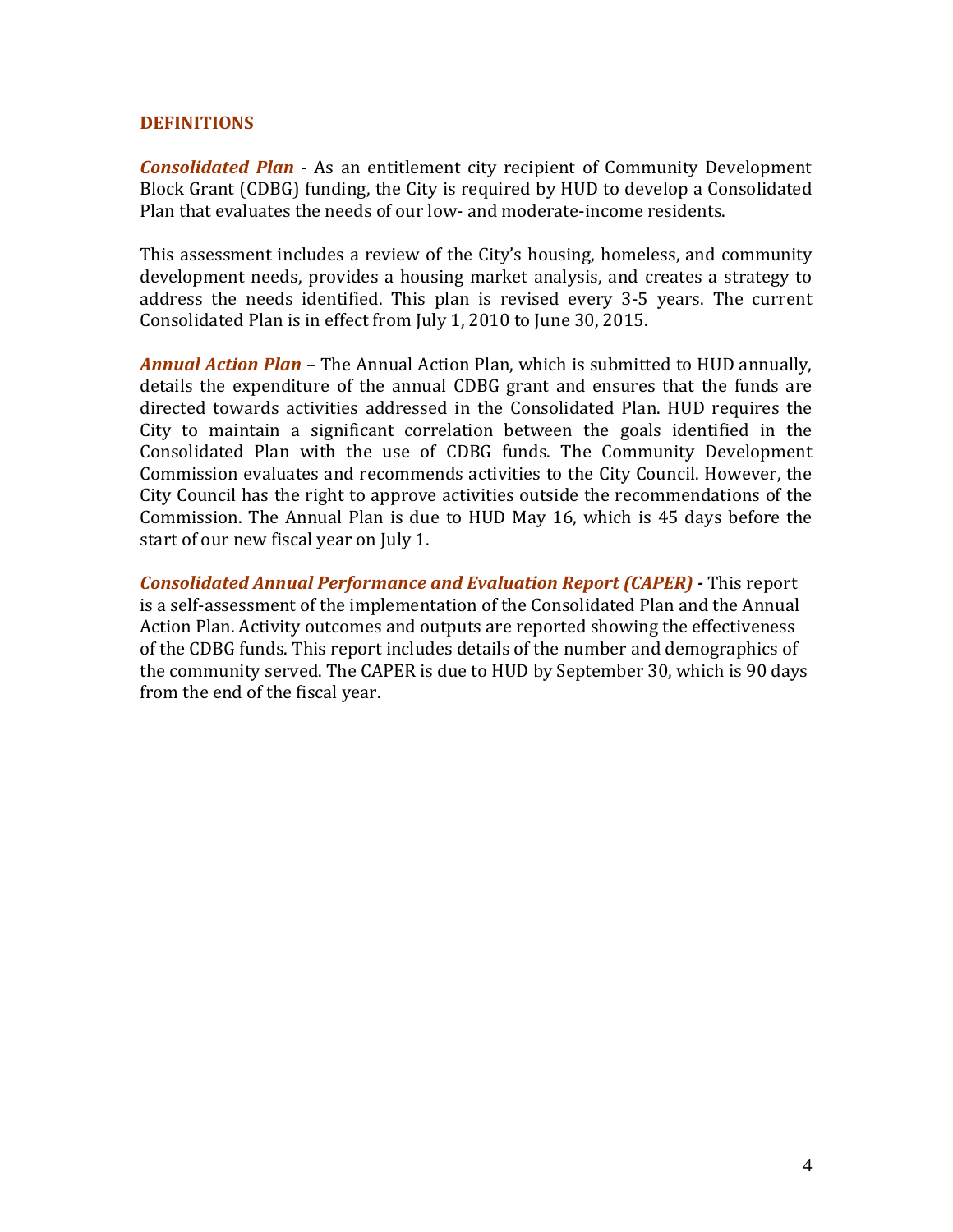## DEFINITIONS

***Consolidated Plan*** - As an entitlement city recipient of Community Development Block Grant (CDBG) funding, the City is required by HUD to develop a Consolidated Plan that evaluates the needs of our low- and moderate-income residents.

This assessment includes a review of the City's housing, homeless, and community development needs, provides a housing market analysis, and creates a strategy to address the needs identified. This plan is revised every 3-5 years. The current Consolidated Plan is in effect from July 1, 2010 to June 30, 2015.

***Annual Action Plan*** – The Annual Action Plan, which is submitted to HUD annually, details the expenditure of the annual CDBG grant and ensures that the funds are directed towards activities addressed in the Consolidated Plan. HUD requires the City to maintain a significant correlation between the goals identified in the Consolidated Plan with the use of CDBG funds. The Community Development Commission evaluates and recommends activities to the City Council. However, the City Council has the right to approve activities outside the recommendations of the Commission. The Annual Plan is due to HUD May 16, which is 45 days before the start of our new fiscal year on July 1.

***Consolidated Annual Performance and Evaluation Report (CAPER)*** **-** This report is a self-assessment of the implementation of the Consolidated Plan and the Annual Action Plan. Activity outcomes and outputs are reported showing the effectiveness of the CDBG funds. This report includes details of the number and demographics of the community served. The CAPER is due to HUD by September 30, which is 90 days from the end of the fiscal year.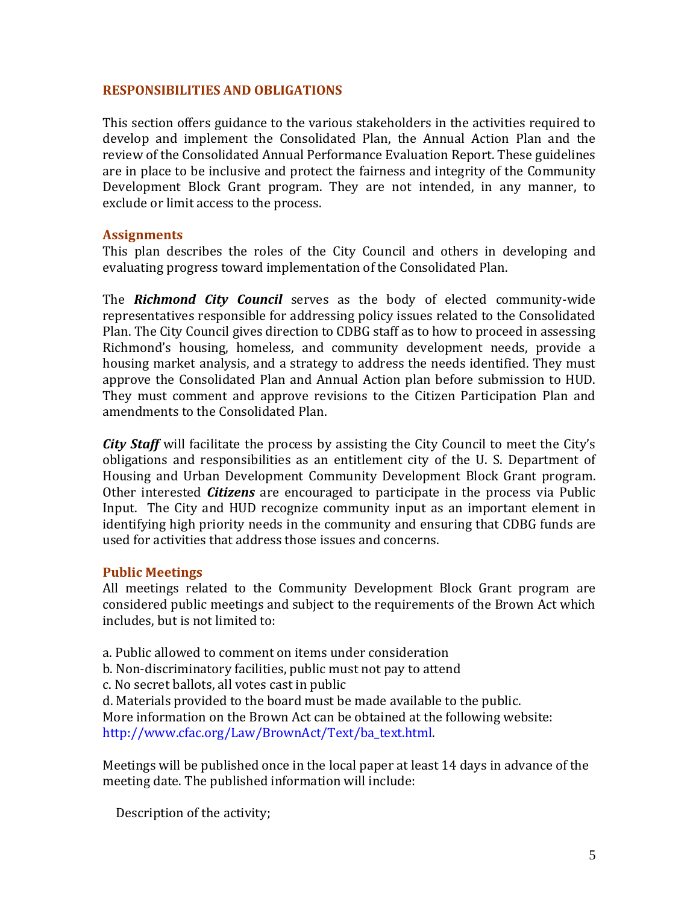## RESPONSIBILITIES AND OBLIGATIONS

This section offers guidance to the various stakeholders in the activities required to develop and implement the Consolidated Plan, the Annual Action Plan and the review of the Consolidated Annual Performance Evaluation Report. These guidelines are in place to be inclusive and protect the fairness and integrity of the Community Development Block Grant program. They are not intended, in any manner, to exclude or limit access to the process.

### Assignments

This plan describes the roles of the City Council and others in developing and evaluating progress toward implementation of the Consolidated Plan.

The ***Richmond City Council*** serves as the body of elected community-wide representatives responsible for addressing policy issues related to the Consolidated Plan. The City Council gives direction to CDBG staff as to how to proceed in assessing Richmond's housing, homeless, and community development needs, provide a housing market analysis, and a strategy to address the needs identified. They must approve the Consolidated Plan and Annual Action plan before submission to HUD. They must comment and approve revisions to the Citizen Participation Plan and amendments to the Consolidated Plan.

***City Staff*** will facilitate the process by assisting the City Council to meet the City's obligations and responsibilities as an entitlement city of the U. S. Department of Housing and Urban Development Community Development Block Grant program. Other interested ***Citizens*** are encouraged to participate in the process via Public Input. The City and HUD recognize community input as an important element in identifying high priority needs in the community and ensuring that CDBG funds are used for activities that address those issues and concerns.

### Public Meetings

All meetings related to the Community Development Block Grant program are considered public meetings and subject to the requirements of the Brown Act which includes, but is not limited to:

a. Public allowed to comment on items under consideration
b. Non-discriminatory facilities, public must not pay to attend
c. No secret ballots, all votes cast in public
d. Materials provided to the board must be made available to the public.
More information on the Brown Act can be obtained at the following website: http://www.cfac.org/Law/BrownAct/Text/ba_text.html.

Meetings will be published once in the local paper at least 14 days in advance of the meeting date. The published information will include:

Description of the activity;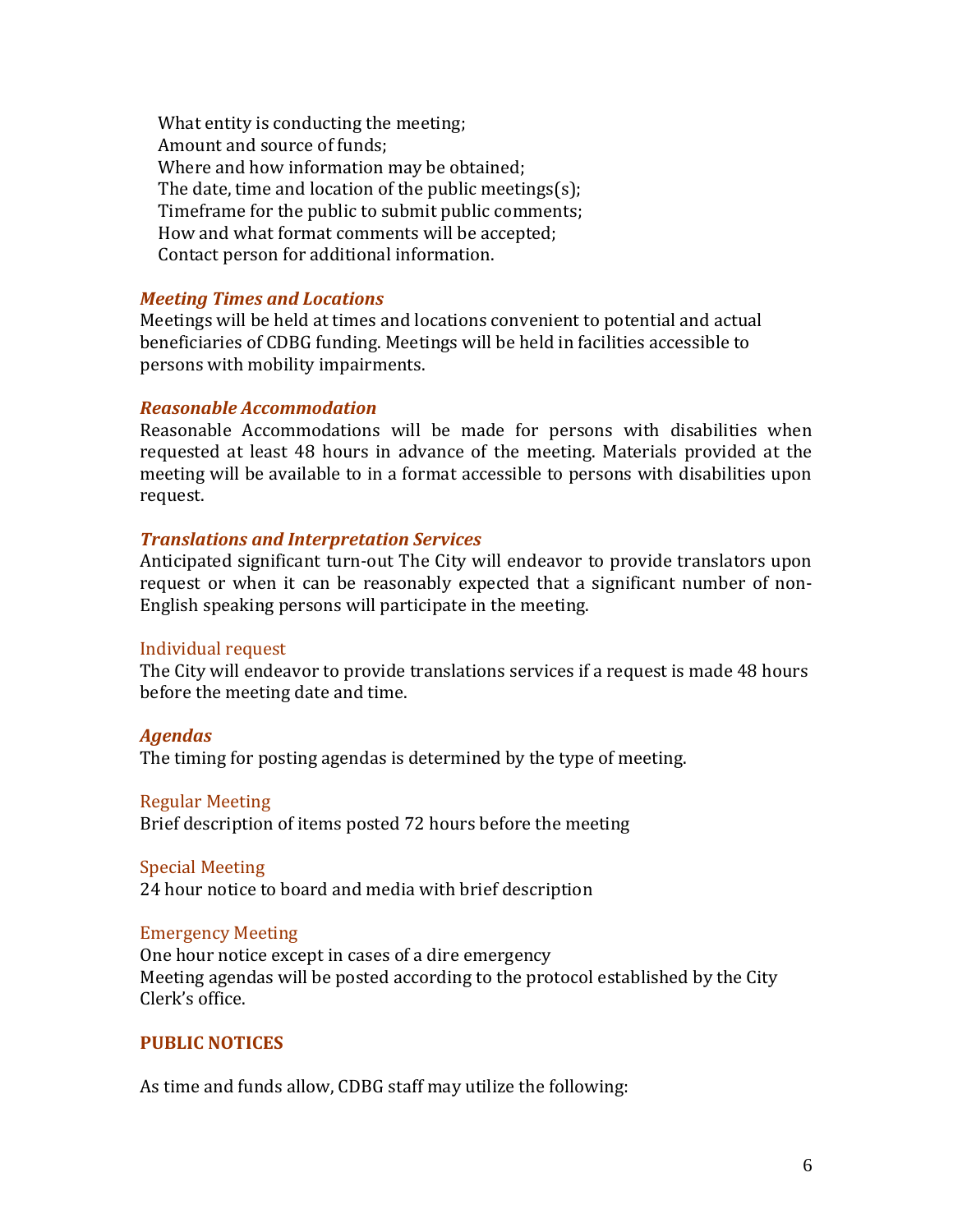What entity is conducting the meeting;
Amount and source of funds;
Where and how information may be obtained;
The date, time and location of the public meetings(s);
Timeframe for the public to submit public comments;
How and what format comments will be accepted;
Contact person for additional information.

***Meeting Times and Locations***

Meetings will be held at times and locations convenient to potential and actual beneficiaries of CDBG funding. Meetings will be held in facilities accessible to persons with mobility impairments.

***Reasonable Accommodation***

Reasonable Accommodations will be made for persons with disabilities when requested at least 48 hours in advance of the meeting. Materials provided at the meeting will be available to in a format accessible to persons with disabilities upon request.

***Translations and Interpretation Services***

Anticipated significant turn-out The City will endeavor to provide translators upon request or when it can be reasonably expected that a significant number of non-English speaking persons will participate in the meeting.

Individual request

The City will endeavor to provide translations services if a request is made 48 hours before the meeting date and time.

***Agendas***

The timing for posting agendas is determined by the type of meeting.

Regular Meeting

Brief description of items posted 72 hours before the meeting

Special Meeting

24 hour notice to board and media with brief description

Emergency Meeting

One hour notice except in cases of a dire emergency
Meeting agendas will be posted according to the protocol established by the City Clerk's office.

**PUBLIC NOTICES**

As time and funds allow, CDBG staff may utilize the following: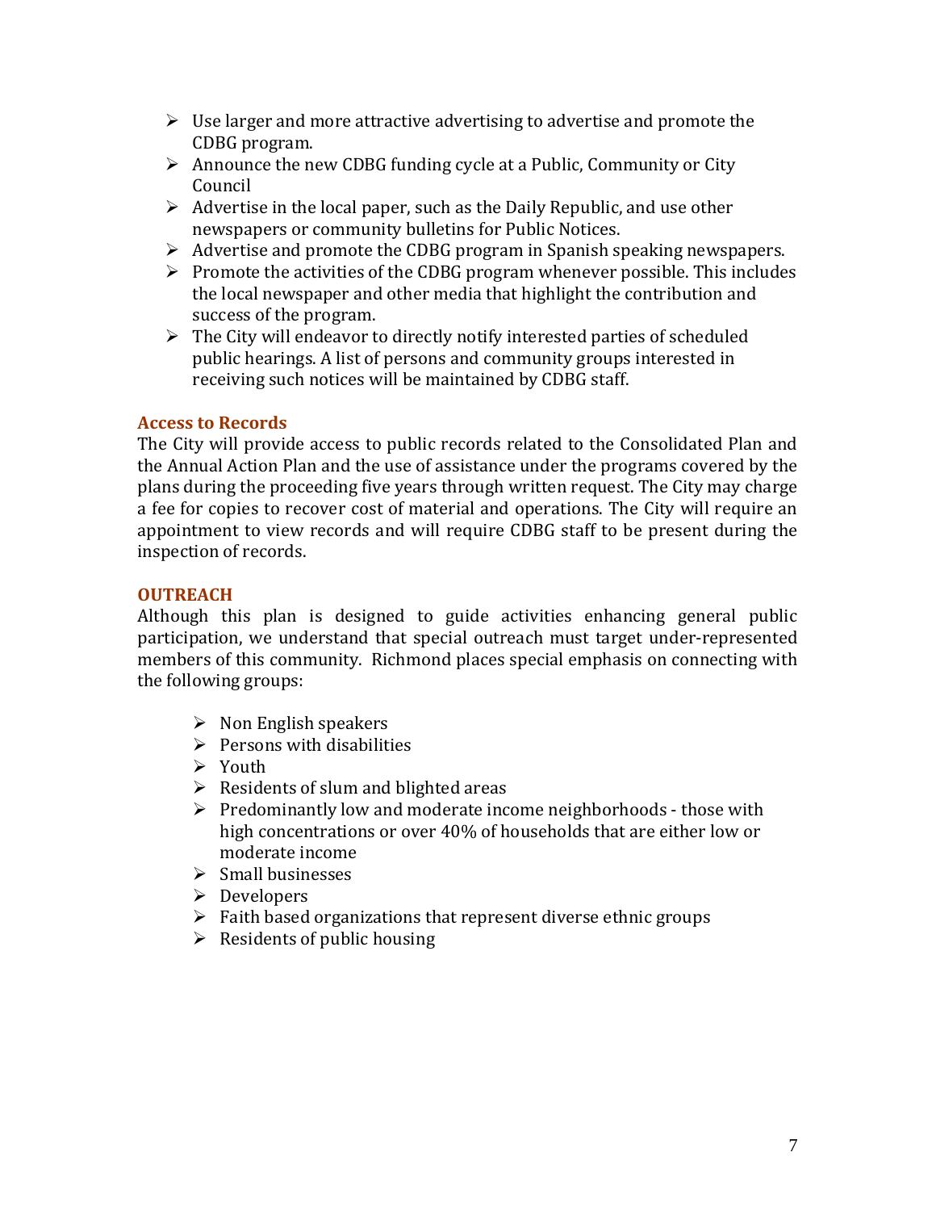- Use larger and more attractive advertising to advertise and promote the CDBG program.
- Announce the new CDBG funding cycle at a Public, Community or City Council
- Advertise in the local paper, such as the Daily Republic, and use other newspapers or community bulletins for Public Notices.
- Advertise and promote the CDBG program in Spanish speaking newspapers.
- Promote the activities of the CDBG program whenever possible. This includes the local newspaper and other media that highlight the contribution and success of the program.
- The City will endeavor to directly notify interested parties of scheduled public hearings. A list of persons and community groups interested in receiving such notices will be maintained by CDBG staff.

### Access to Records

The City will provide access to public records related to the Consolidated Plan and the Annual Action Plan and the use of assistance under the programs covered by the plans during the proceeding five years through written request. The City may charge a fee for copies to recover cost of material and operations. The City will require an appointment to view records and will require CDBG staff to be present during the inspection of records.

### OUTREACH

Although this plan is designed to guide activities enhancing general public participation, we understand that special outreach must target under-represented members of this community. Richmond places special emphasis on connecting with the following groups:

- Non English speakers
- Persons with disabilities
- Youth
- Residents of slum and blighted areas
- Predominantly low and moderate income neighborhoods - those with high concentrations or over 40% of households that are either low or moderate income
- Small businesses
- Developers
- Faith based organizations that represent diverse ethnic groups
- Residents of public housing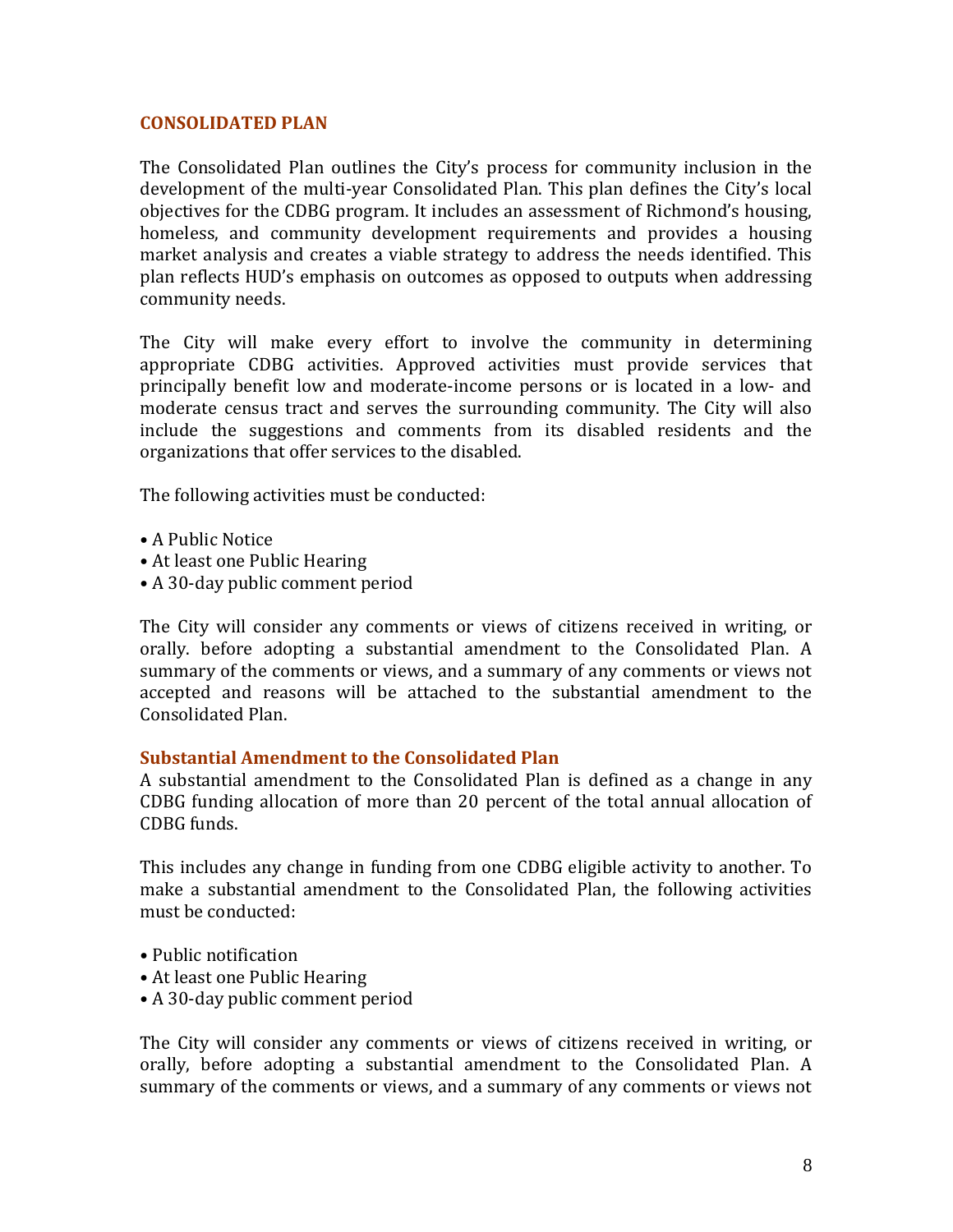## CONSOLIDATED PLAN

The Consolidated Plan outlines the City's process for community inclusion in the development of the multi-year Consolidated Plan. This plan defines the City's local objectives for the CDBG program. It includes an assessment of Richmond's housing, homeless, and community development requirements and provides a housing market analysis and creates a viable strategy to address the needs identified. This plan reflects HUD's emphasis on outcomes as opposed to outputs when addressing community needs.

The City will make every effort to involve the community in determining appropriate CDBG activities. Approved activities must provide services that principally benefit low and moderate-income persons or is located in a low- and moderate census tract and serves the surrounding community. The City will also include the suggestions and comments from its disabled residents and the organizations that offer services to the disabled.

The following activities must be conducted:

- A Public Notice
- At least one Public Hearing
- A 30-day public comment period

The City will consider any comments or views of citizens received in writing, or orally. before adopting a substantial amendment to the Consolidated Plan. A summary of the comments or views, and a summary of any comments or views not accepted and reasons will be attached to the substantial amendment to the Consolidated Plan.

### Substantial Amendment to the Consolidated Plan

A substantial amendment to the Consolidated Plan is defined as a change in any CDBG funding allocation of more than 20 percent of the total annual allocation of CDBG funds.

This includes any change in funding from one CDBG eligible activity to another. To make a substantial amendment to the Consolidated Plan, the following activities must be conducted:

- Public notification
- At least one Public Hearing
- A 30-day public comment period

The City will consider any comments or views of citizens received in writing, or orally, before adopting a substantial amendment to the Consolidated Plan. A summary of the comments or views, and a summary of any comments or views not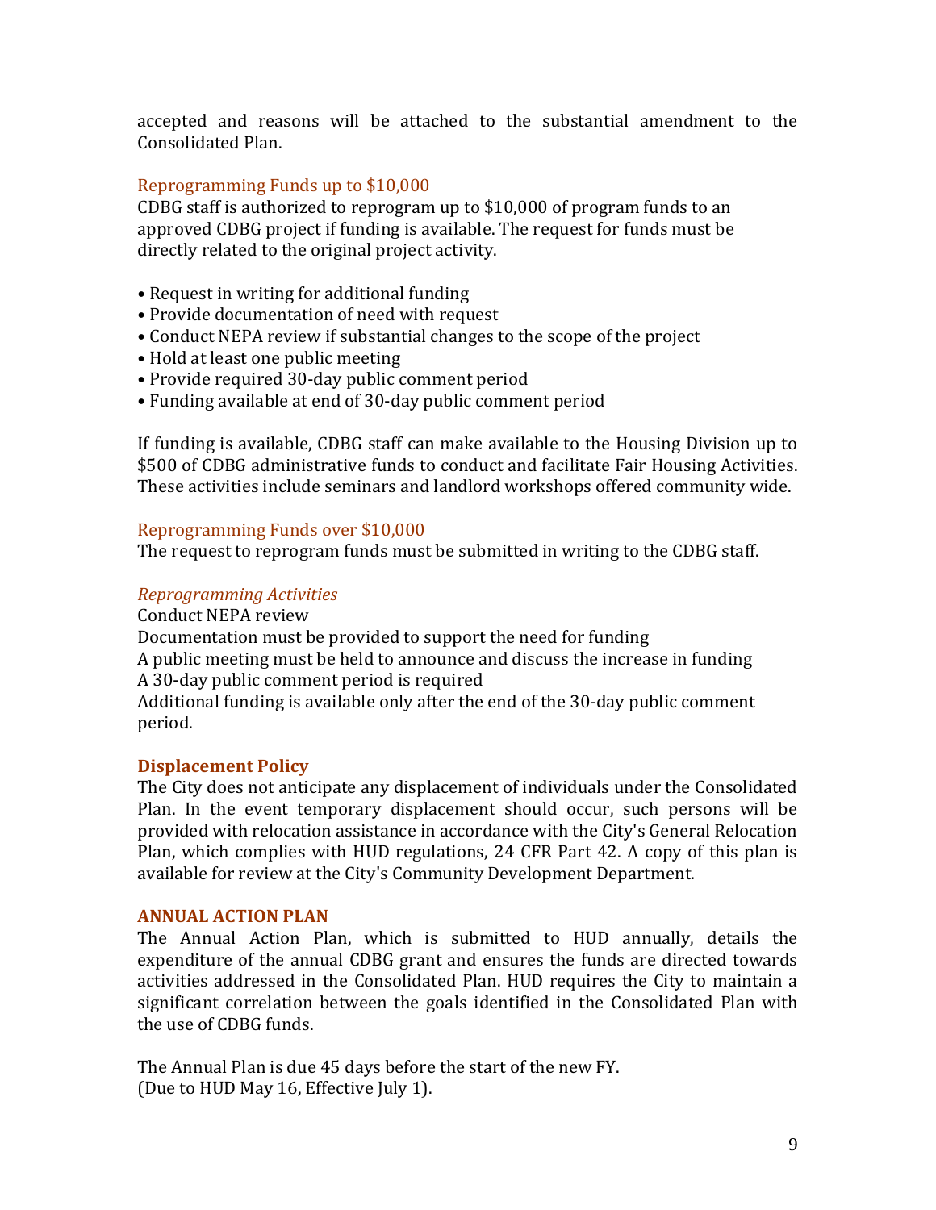accepted and reasons will be attached to the substantial amendment to the Consolidated Plan.

### Reprogramming Funds up to $10,000

CDBG staff is authorized to reprogram up to $10,000 of program funds to an approved CDBG project if funding is available. The request for funds must be directly related to the original project activity.

- Request in writing for additional funding
- Provide documentation of need with request
- Conduct NEPA review if substantial changes to the scope of the project
- Hold at least one public meeting
- Provide required 30-day public comment period
- Funding available at end of 30-day public comment period

If funding is available, CDBG staff can make available to the Housing Division up to $500 of CDBG administrative funds to conduct and facilitate Fair Housing Activities. These activities include seminars and landlord workshops offered community wide.

### Reprogramming Funds over $10,000

The request to reprogram funds must be submitted in writing to the CDBG staff.

#### *Reprogramming Activities*

Conduct NEPA review
Documentation must be provided to support the need for funding
A public meeting must be held to announce and discuss the increase in funding
A 30-day public comment period is required
Additional funding is available only after the end of the 30-day public comment period.

## Displacement Policy

The City does not anticipate any displacement of individuals under the Consolidated Plan. In the event temporary displacement should occur, such persons will be provided with relocation assistance in accordance with the City's General Relocation Plan, which complies with HUD regulations, 24 CFR Part 42. A copy of this plan is available for review at the City's Community Development Department.

## ANNUAL ACTION PLAN

The Annual Action Plan, which is submitted to HUD annually, details the expenditure of the annual CDBG grant and ensures the funds are directed towards activities addressed in the Consolidated Plan. HUD requires the City to maintain a significant correlation between the goals identified in the Consolidated Plan with the use of CDBG funds.

The Annual Plan is due 45 days before the start of the new FY.
(Due to HUD May 16, Effective July 1).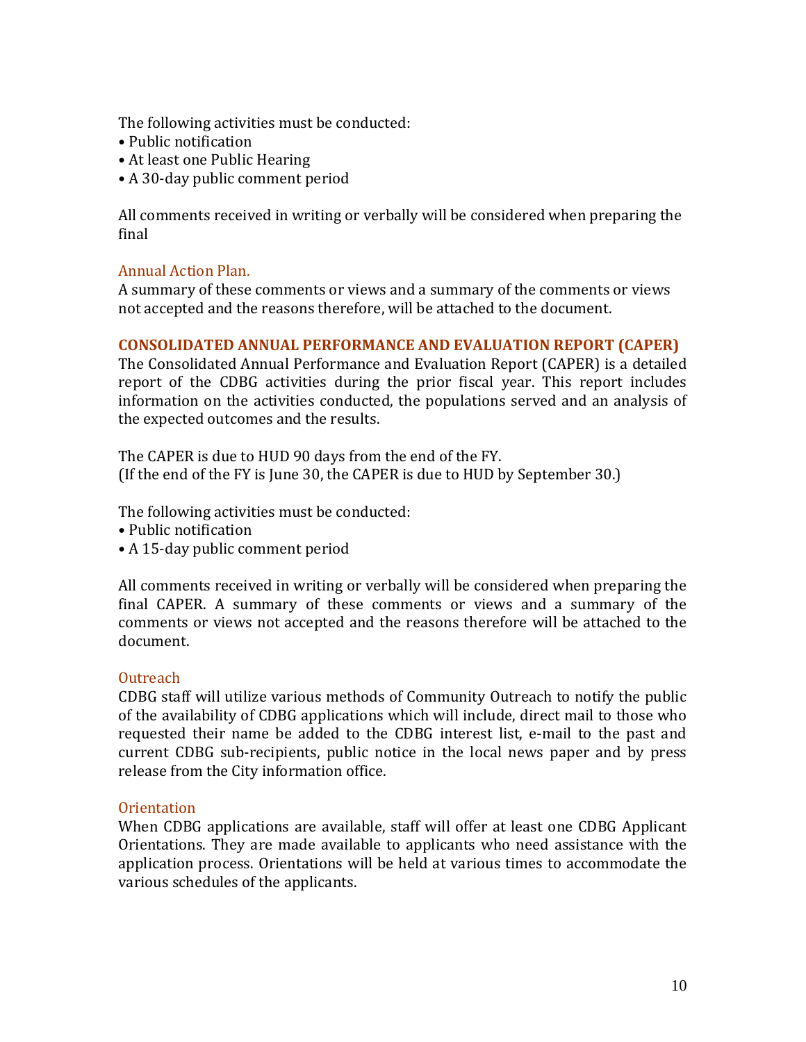The following activities must be conducted:

- Public notification
- At least one Public Hearing
- A 30-day public comment period

All comments received in writing or verbally will be considered when preparing the final

### Annual Action Plan.

A summary of these comments or views and a summary of the comments or views not accepted and the reasons therefore, will be attached to the document.

## CONSOLIDATED ANNUAL PERFORMANCE AND EVALUATION REPORT (CAPER)

The Consolidated Annual Performance and Evaluation Report (CAPER) is a detailed report of the CDBG activities during the prior fiscal year. This report includes information on the activities conducted, the populations served and an analysis of the expected outcomes and the results.

The CAPER is due to HUD 90 days from the end of the FY.
(If the end of the FY is June 30, the CAPER is due to HUD by September 30.)

The following activities must be conducted:

- Public notification
- A 15-day public comment period

All comments received in writing or verbally will be considered when preparing the final CAPER. A summary of these comments or views and a summary of the comments or views not accepted and the reasons therefore will be attached to the document.

### Outreach

CDBG staff will utilize various methods of Community Outreach to notify the public of the availability of CDBG applications which will include, direct mail to those who requested their name be added to the CDBG interest list, e-mail to the past and current CDBG sub-recipients, public notice in the local news paper and by press release from the City information office.

### Orientation

When CDBG applications are available, staff will offer at least one CDBG Applicant Orientations. They are made available to applicants who need assistance with the application process. Orientations will be held at various times to accommodate the various schedules of the applicants.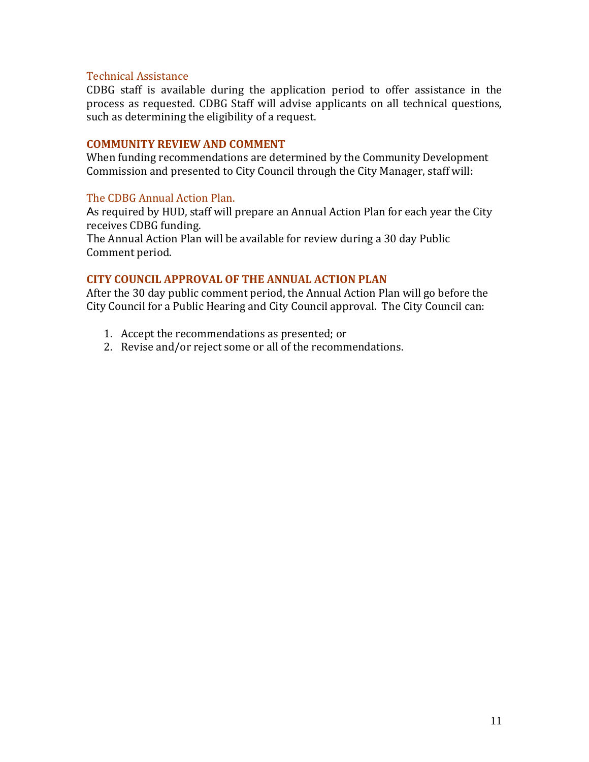### Technical Assistance

CDBG staff is available during the application period to offer assistance in the process as requested. CDBG Staff will advise applicants on all technical questions, such as determining the eligibility of a request.

## COMMUNITY REVIEW AND COMMENT

When funding recommendations are determined by the Community Development Commission and presented to City Council through the City Manager, staff will:

### The CDBG Annual Action Plan.

As required by HUD, staff will prepare an Annual Action Plan for each year the City receives CDBG funding.
The Annual Action Plan will be available for review during a 30 day Public Comment period.

## CITY COUNCIL APPROVAL OF THE ANNUAL ACTION PLAN

After the 30 day public comment period, the Annual Action Plan will go before the City Council for a Public Hearing and City Council approval. The City Council can:

1. Accept the recommendations as presented; or
2. Revise and/or reject some or all of the recommendations.